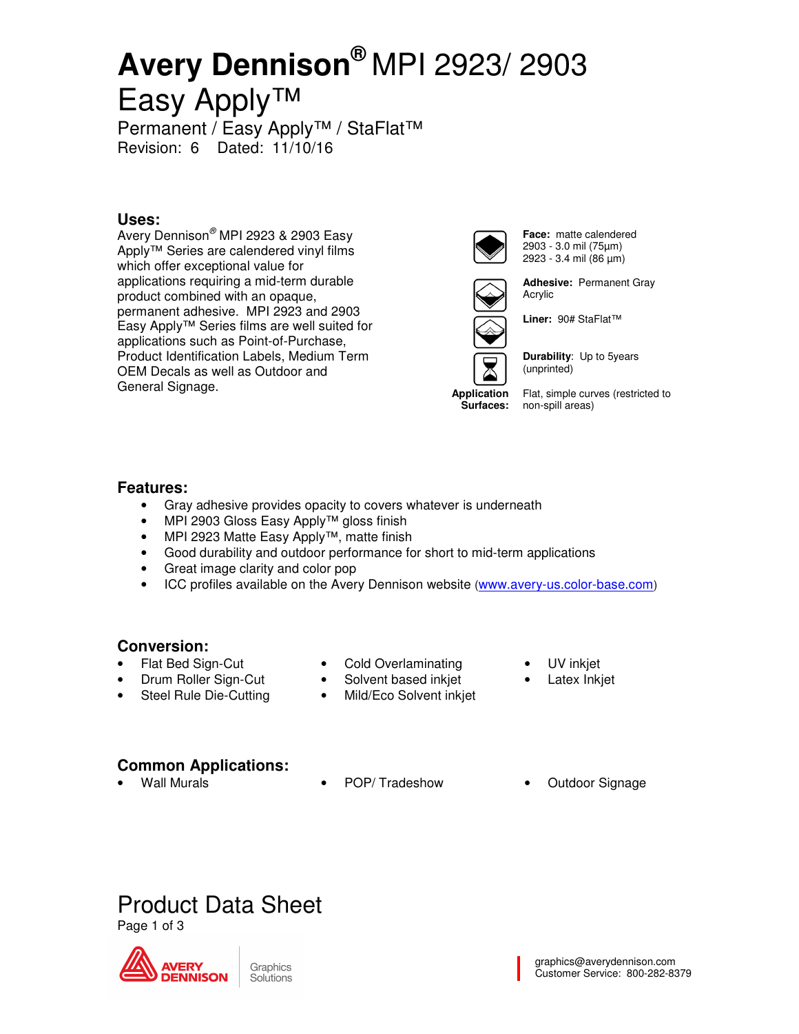# Avery Dennison® MPI 2923/ 2903 Easy Apply™

Permanent / Easy Apply™ / StaFlat™
Revision: 6 Dated: 11/10/16

## Uses:

Avery Dennison® MPI 2923 & 2903 Easy Apply™ Series are calendered vinyl films which offer exceptional value for applications requiring a mid-term durable product combined with an opaque, permanent adhesive. MPI 2923 and 2903 Easy Apply™ Series films are well suited for applications such as Point-of-Purchase, Product Identification Labels, Medium Term OEM Decals as well as Outdoor and General Signage.

**Face:** matte calendered
2903 - 3.0 mil (75µm)
2923 - 3.4 mil (86 µm)

**Adhesive:** Permanent Gray Acrylic

**Liner:** 90# StaFlat™

**Durability**: Up to 5years (unprinted)

**Application Surfaces:** Flat, simple curves (restricted to non-spill areas)

## Features:

- Gray adhesive provides opacity to covers whatever is underneath
- MPI 2903 Gloss Easy Apply™ gloss finish
- MPI 2923 Matte Easy Apply™, matte finish
- Good durability and outdoor performance for short to mid-term applications
- Great image clarity and color pop
- ICC profiles available on the Avery Dennison website (www.avery-us.color-base.com)

## Conversion:

- Flat Bed Sign-Cut
- Drum Roller Sign-Cut
- Steel Rule Die-Cutting
- Cold Overlaminating
- Solvent based inkjet
- Mild/Eco Solvent inkjet
- UV inkjet
- Latex Inkjet

## Common Applications:

- Wall Murals
- POP/ Tradeshow
- Outdoor Signage

# Product Data Sheet

graphics@averydennison.com
Customer Service: 800-282-8379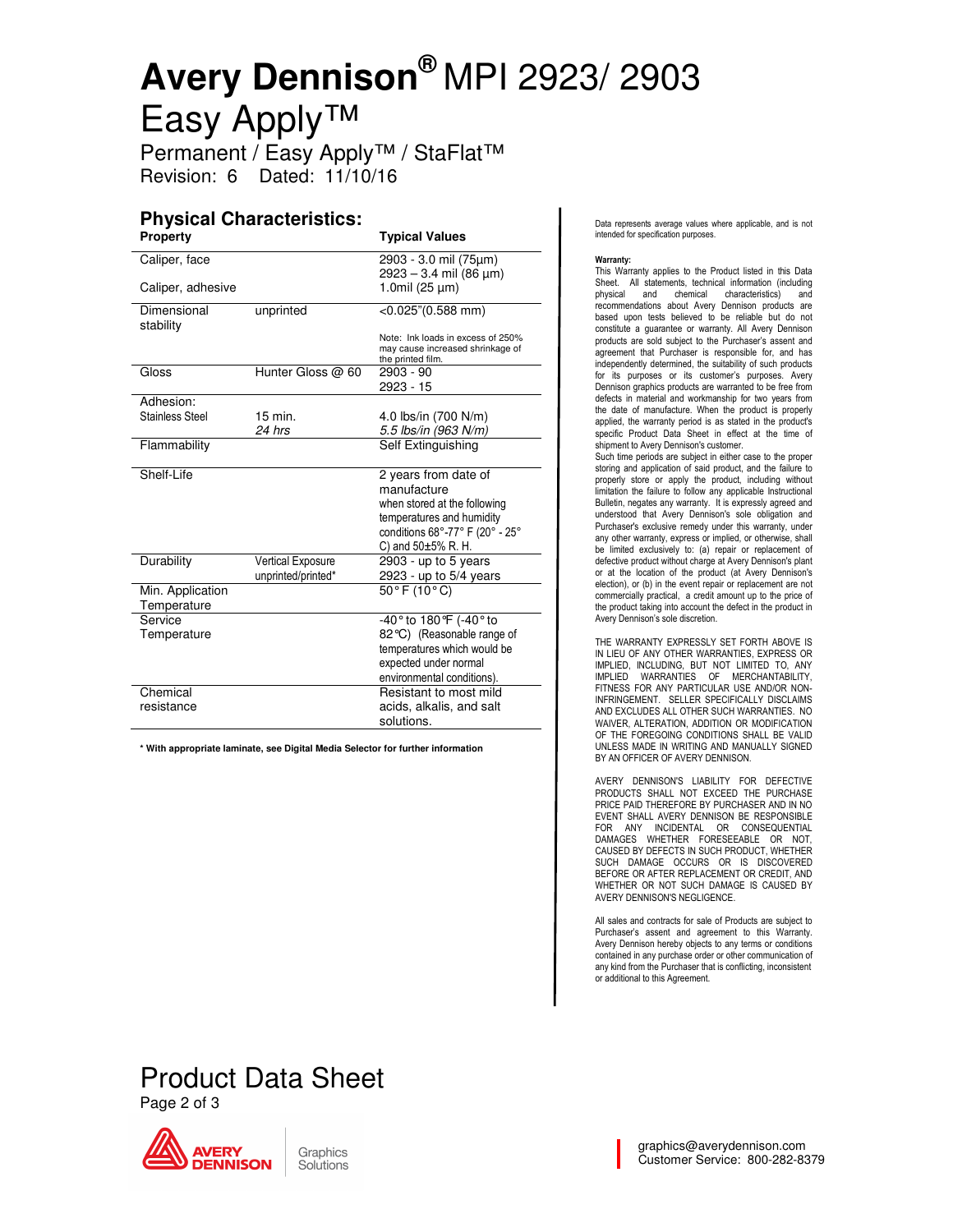# Avery Dennison® MPI 2923/ 2903 Easy Apply™

Permanent / Easy Apply™ / StaFlat™
Revision: 6 Dated: 11/10/16

## Physical Characteristics:

| Property | | Typical Values |
|---|---|---|
| Caliper, face | | 2903 - 3.0 mil (75µm)<br>2923 – 3.4 mil (86 µm) |
| Caliper, adhesive | | 1.0mil (25 µm) |
| Dimensional stability | unprinted | <0.025"(0.588 mm)<br>Note: Ink loads in excess of 250% may cause increased shrinkage of the printed film. |
| Gloss | Hunter Gloss @ 60 | 2903 - 90<br>2923 - 15 |
| Adhesion: Stainless Steel | 15 min.<br>*24 hrs* | 4.0 lbs/in (700 N/m)<br>*5.5 lbs/in (963 N/m)* |
| Flammability | | Self Extinguishing |
| Shelf-Life | | 2 years from date of manufacture when stored at the following temperatures and humidity conditions 68°-77° F (20° - 25° C) and 50±5% R. H. |
| Durability | Vertical Exposure unprinted/printed* | 2903 - up to 5 years<br>2923 - up to 5/4 years |
| Min. Application Temperature | | 50° F (10° C) |
| Service Temperature | | -40° to 180°F (-40° to 82°C) (Reasonable range of temperatures which would be expected under normal environmental conditions). |
| Chemical resistance | | Resistant to most mild acids, alkalis, and salt solutions. |

**\* With appropriate laminate, see Digital Media Selector for further information**

Data represents average values where applicable, and is not intended for specification purposes.

**Warranty:**
This Warranty applies to the Product listed in this Data Sheet. All statements, technical information (including physical and chemical characteristics) and recommendations about Avery Dennison products are based upon tests believed to be reliable but do not constitute a guarantee or warranty. All Avery Dennison products are sold subject to the Purchaser's assent and agreement that Purchaser is responsible for, and has independently determined, the suitability of such products for its purposes or its customer's purposes. Avery Dennison graphics products are warranted to be free from defects in material and workmanship for two years from the date of manufacture. When the product is properly applied, the warranty period is as stated in the product's specific Product Data Sheet in effect at the time of shipment to Avery Dennison's customer.
Such time periods are subject in either case to the proper storing and application of said product, and the failure to properly store or apply the product, including without limitation the failure to follow any applicable Instructional Bulletin, negates any warranty. It is expressly agreed and understood that Avery Dennison's sole obligation and Purchaser's exclusive remedy under this warranty, under any other warranty, express or implied, or otherwise, shall be limited exclusively to: (a) repair or replacement of defective product without charge at Avery Dennison's plant or at the location of the product (at Avery Dennison's election), or (b) in the event repair or replacement are not commercially practical, a credit amount up to the price of the product taking into account the defect in the product in Avery Dennison's sole discretion.

THE WARRANTY EXPRESSLY SET FORTH ABOVE IS IN LIEU OF ANY OTHER WARRANTIES, EXPRESS OR IMPLIED, INCLUDING, BUT NOT LIMITED TO, ANY IMPLIED WARRANTIES OF MERCHANTABILITY, FITNESS FOR ANY PARTICULAR USE AND/OR NON-INFRINGEMENT. SELLER SPECIFICALLY DISCLAIMS AND EXCLUDES ALL OTHER SUCH WARRANTIES. NO WAIVER, ALTERATION, ADDITION OR MODIFICATION OF THE FOREGOING CONDITIONS SHALL BE VALID UNLESS MADE IN WRITING AND MANUALLY SIGNED BY AN OFFICER OF AVERY DENNISON.

AVERY DENNISON'S LIABILITY FOR DEFECTIVE PRODUCTS SHALL NOT EXCEED THE PURCHASE PRICE PAID THEREFORE BY PURCHASER AND IN NO EVENT SHALL AVERY DENNISON BE RESPONSIBLE FOR ANY INCIDENTAL OR CONSEQUENTIAL DAMAGES WHETHER FORESEEABLE OR NOT, CAUSED BY DEFECTS IN SUCH PRODUCT, WHETHER SUCH DAMAGE OCCURS OR IS DISCOVERED BEFORE OR AFTER REPLACEMENT OR CREDIT, AND WHETHER OR NOT SUCH DAMAGE IS CAUSED BY AVERY DENNISON'S NEGLIGENCE.

All sales and contracts for sale of Products are subject to Purchaser's assent and agreement to this Warranty. Avery Dennison hereby objects to any terms or conditions contained in any purchase order or other communication of any kind from the Purchaser that is conflicting, inconsistent or additional to this Agreement.

Product Data Sheet

AVERY DENNISON Graphics Solutions

graphics@averydennison.com
Customer Service: 800-282-8379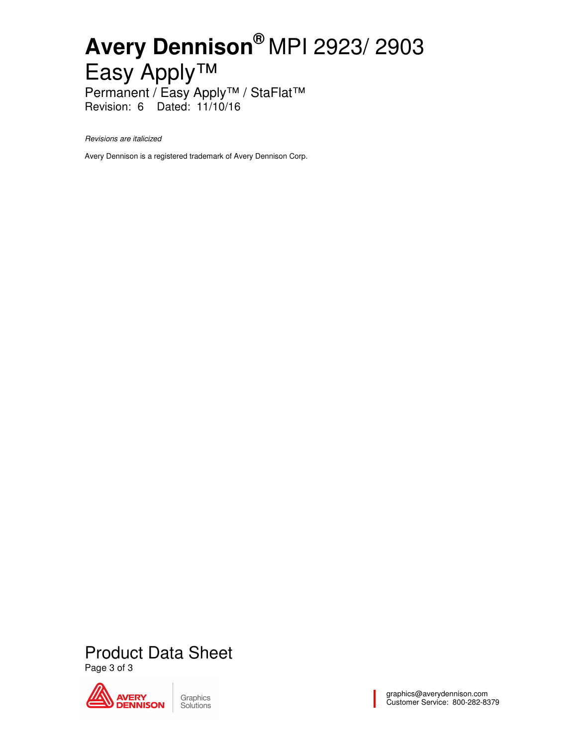*Revisions are italicized*

Avery Dennison is a registered trademark of Avery Dennison Corp.